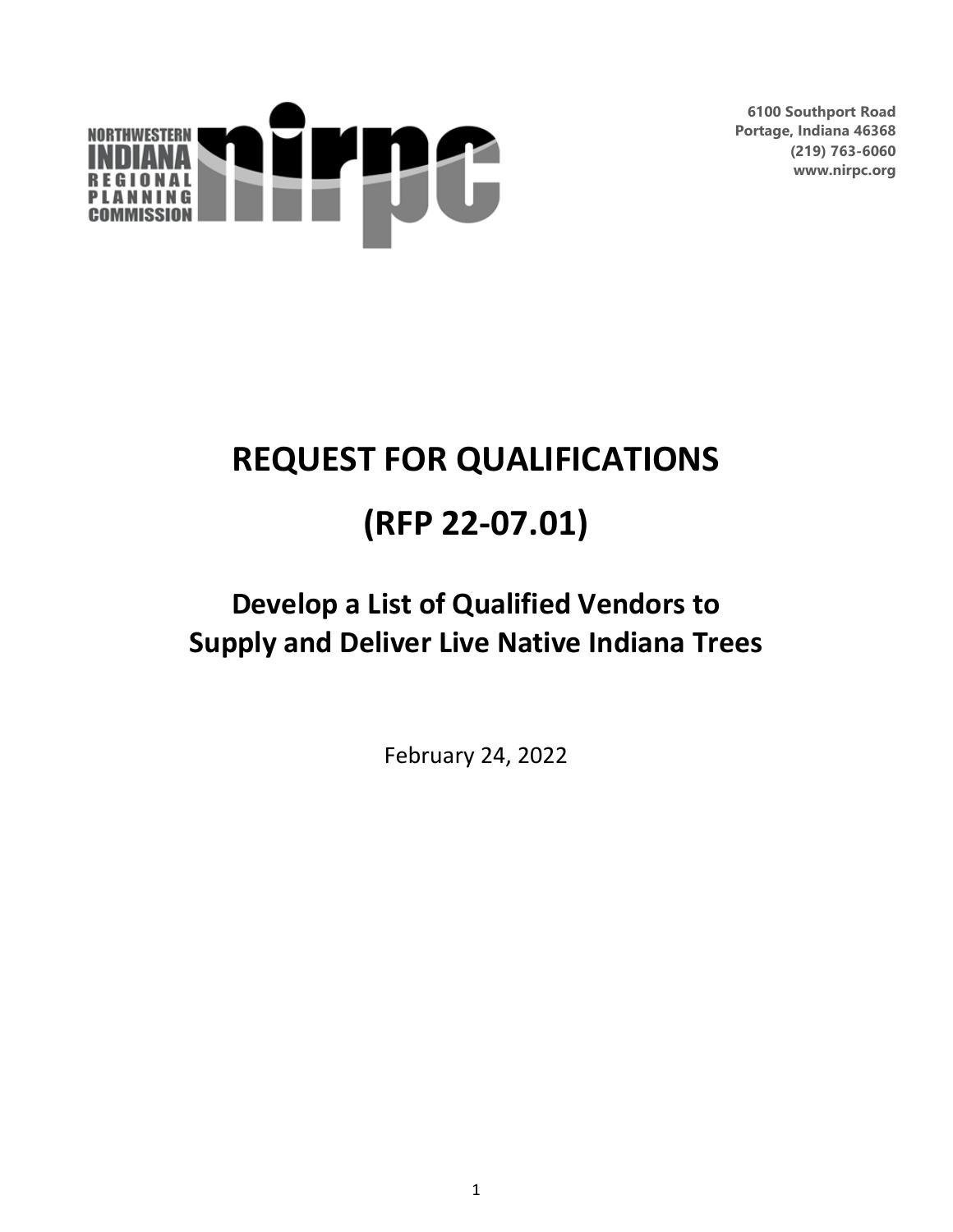NORTHWESTERN INDIANA REGIONAL PLANNING COMMISSION

**6100 Southport Road**
**Portage, Indiana 46368**
**(219) 763-6060**
**www.nirpc.org**

# REQUEST FOR QUALIFICATIONS

# (RFP 22-07.01)

## Develop a List of Qualified Vendors to Supply and Deliver Live Native Indiana Trees

February 24, 2022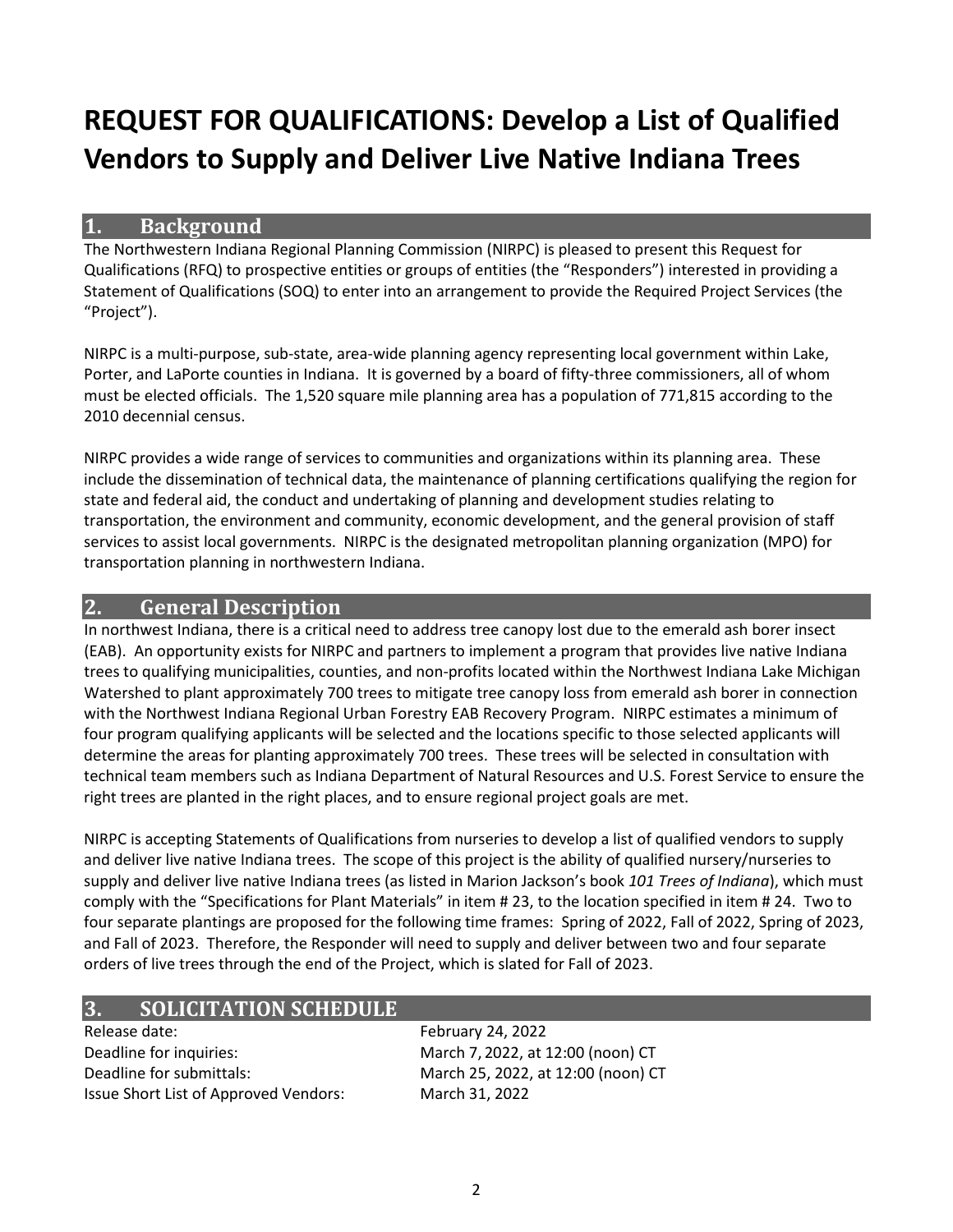# REQUEST FOR QUALIFICATIONS: Develop a List of Qualified Vendors to Supply and Deliver Live Native Indiana Trees

## 1. Background

The Northwestern Indiana Regional Planning Commission (NIRPC) is pleased to present this Request for Qualifications (RFQ) to prospective entities or groups of entities (the "Responders") interested in providing a Statement of Qualifications (SOQ) to enter into an arrangement to provide the Required Project Services (the "Project").

NIRPC is a multi-purpose, sub-state, area-wide planning agency representing local government within Lake, Porter, and LaPorte counties in Indiana. It is governed by a board of fifty-three commissioners, all of whom must be elected officials. The 1,520 square mile planning area has a population of 771,815 according to the 2010 decennial census.

NIRPC provides a wide range of services to communities and organizations within its planning area. These include the dissemination of technical data, the maintenance of planning certifications qualifying the region for state and federal aid, the conduct and undertaking of planning and development studies relating to transportation, the environment and community, economic development, and the general provision of staff services to assist local governments. NIRPC is the designated metropolitan planning organization (MPO) for transportation planning in northwestern Indiana.

## 2. General Description

In northwest Indiana, there is a critical need to address tree canopy lost due to the emerald ash borer insect (EAB). An opportunity exists for NIRPC and partners to implement a program that provides live native Indiana trees to qualifying municipalities, counties, and non-profits located within the Northwest Indiana Lake Michigan Watershed to plant approximately 700 trees to mitigate tree canopy loss from emerald ash borer in connection with the Northwest Indiana Regional Urban Forestry EAB Recovery Program. NIRPC estimates a minimum of four program qualifying applicants will be selected and the locations specific to those selected applicants will determine the areas for planting approximately 700 trees. These trees will be selected in consultation with technical team members such as Indiana Department of Natural Resources and U.S. Forest Service to ensure the right trees are planted in the right places, and to ensure regional project goals are met.

NIRPC is accepting Statements of Qualifications from nurseries to develop a list of qualified vendors to supply and deliver live native Indiana trees. The scope of this project is the ability of qualified nursery/nurseries to supply and deliver live native Indiana trees (as listed in Marion Jackson's book *101 Trees of Indiana*), which must comply with the "Specifications for Plant Materials" in item # 23, to the location specified in item # 24. Two to four separate plantings are proposed for the following time frames: Spring of 2022, Fall of 2022, Spring of 2023, and Fall of 2023. Therefore, the Responder will need to supply and deliver between two and four separate orders of live trees through the end of the Project, which is slated for Fall of 2023.

## 3. SOLICITATION SCHEDULE

| | |
|---|---|
| Release date: | February 24, 2022 |
| Deadline for inquiries: | March 7, 2022, at 12:00 (noon) CT |
| Deadline for submittals: | March 25, 2022, at 12:00 (noon) CT |
| Issue Short List of Approved Vendors: | March 31, 2022 |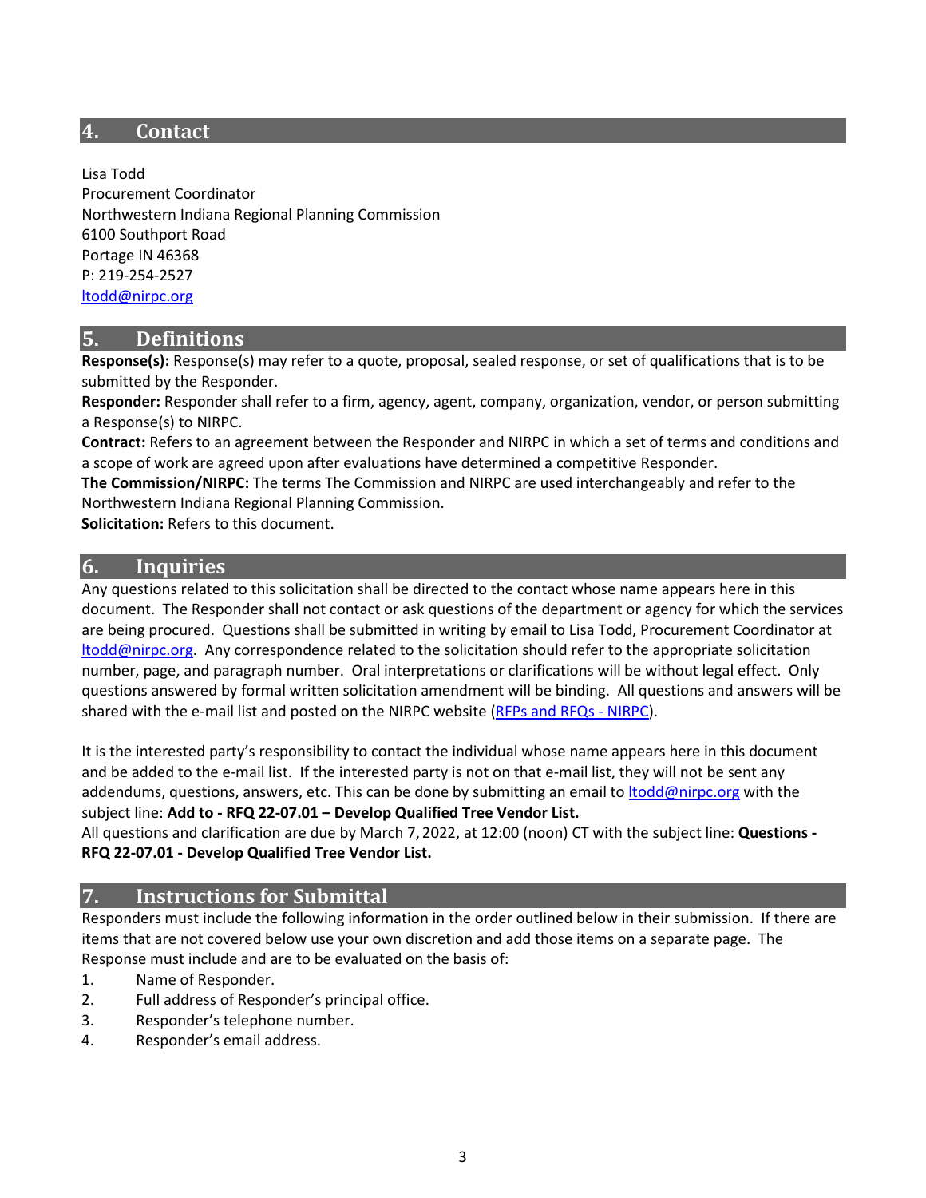## 4. Contact

Lisa Todd
Procurement Coordinator
Northwestern Indiana Regional Planning Commission
6100 Southport Road
Portage IN 46368
P: 219-254-2527
ltodd@nirpc.org

## 5. Definitions

**Response(s):** Response(s) may refer to a quote, proposal, sealed response, or set of qualifications that is to be submitted by the Responder.
**Responder:** Responder shall refer to a firm, agency, agent, company, organization, vendor, or person submitting a Response(s) to NIRPC.
**Contract:** Refers to an agreement between the Responder and NIRPC in which a set of terms and conditions and a scope of work are agreed upon after evaluations have determined a competitive Responder.
**The Commission/NIRPC:** The terms The Commission and NIRPC are used interchangeably and refer to the Northwestern Indiana Regional Planning Commission.
**Solicitation:** Refers to this document.

## 6. Inquiries

Any questions related to this solicitation shall be directed to the contact whose name appears here in this document. The Responder shall not contact or ask questions of the department or agency for which the services are being procured. Questions shall be submitted in writing by email to Lisa Todd, Procurement Coordinator at ltodd@nirpc.org. Any correspondence related to the solicitation should refer to the appropriate solicitation number, page, and paragraph number. Oral interpretations or clarifications will be without legal effect. Only questions answered by formal written solicitation amendment will be binding. All questions and answers will be shared with the e-mail list and posted on the NIRPC website (RFPs and RFQs - NIRPC).

It is the interested party's responsibility to contact the individual whose name appears here in this document and be added to the e-mail list. If the interested party is not on that e-mail list, they will not be sent any addendums, questions, answers, etc. This can be done by submitting an email to ltodd@nirpc.org with the subject line: **Add to - RFQ 22-07.01 – Develop Qualified Tree Vendor List.**
All questions and clarification are due by March 7, 2022, at 12:00 (noon) CT with the subject line: **Questions - RFQ 22-07.01 - Develop Qualified Tree Vendor List.**

## 7. Instructions for Submittal

Responders must include the following information in the order outlined below in their submission. If there are items that are not covered below use your own discretion and add those items on a separate page. The Response must include and are to be evaluated on the basis of:

1. Name of Responder.
2. Full address of Responder's principal office.
3. Responder's telephone number.
4. Responder's email address.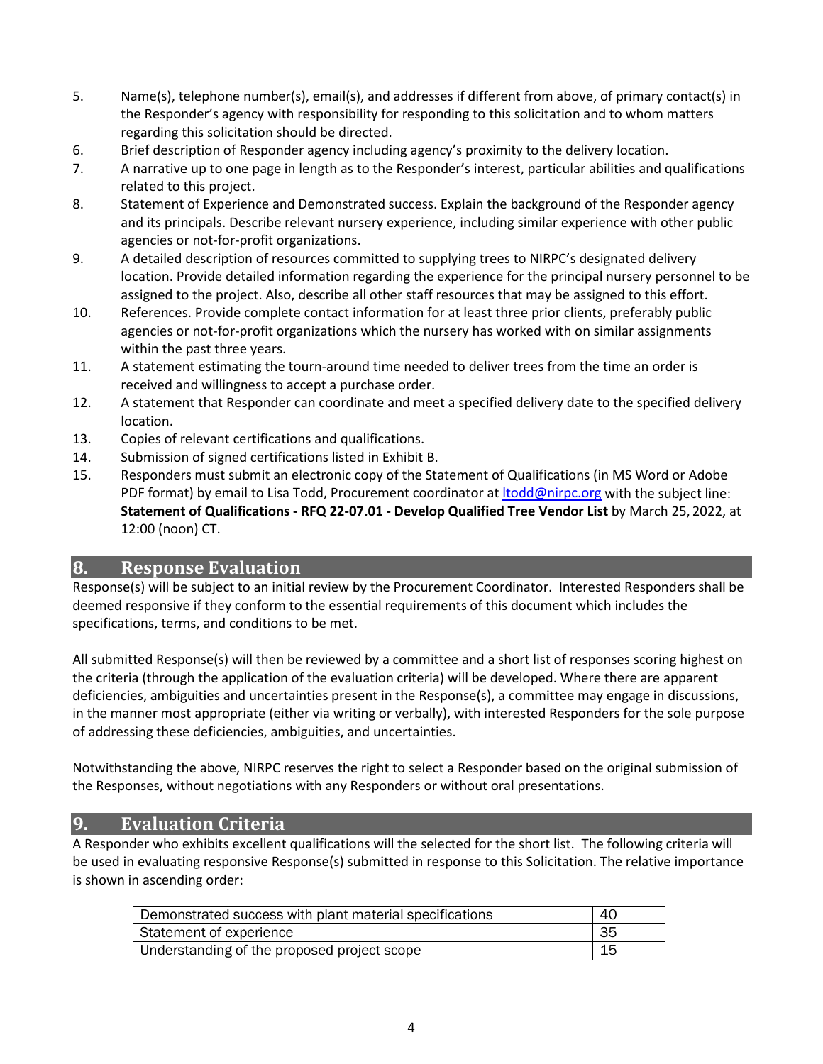5. Name(s), telephone number(s), email(s), and addresses if different from above, of primary contact(s) in the Responder's agency with responsibility for responding to this solicitation and to whom matters regarding this solicitation should be directed.
6. Brief description of Responder agency including agency's proximity to the delivery location.
7. A narrative up to one page in length as to the Responder's interest, particular abilities and qualifications related to this project.
8. Statement of Experience and Demonstrated success. Explain the background of the Responder agency and its principals. Describe relevant nursery experience, including similar experience with other public agencies or not-for-profit organizations.
9. A detailed description of resources committed to supplying trees to NIRPC's designated delivery location. Provide detailed information regarding the experience for the principal nursery personnel to be assigned to the project. Also, describe all other staff resources that may be assigned to this effort.
10. References. Provide complete contact information for at least three prior clients, preferably public agencies or not-for-profit organizations which the nursery has worked with on similar assignments within the past three years.
11. A statement estimating the tourn-around time needed to deliver trees from the time an order is received and willingness to accept a purchase order.
12. A statement that Responder can coordinate and meet a specified delivery date to the specified delivery location.
13. Copies of relevant certifications and qualifications.
14. Submission of signed certifications listed in Exhibit B.
15. Responders must submit an electronic copy of the Statement of Qualifications (in MS Word or Adobe PDF format) by email to Lisa Todd, Procurement coordinator at ltodd@nirpc.org with the subject line: **Statement of Qualifications - RFQ 22-07.01 - Develop Qualified Tree Vendor List** by March 25, 2022, at 12:00 (noon) CT.

## 8. Response Evaluation

Response(s) will be subject to an initial review by the Procurement Coordinator. Interested Responders shall be deemed responsive if they conform to the essential requirements of this document which includes the specifications, terms, and conditions to be met.

All submitted Response(s) will then be reviewed by a committee and a short list of responses scoring highest on the criteria (through the application of the evaluation criteria) will be developed. Where there are apparent deficiencies, ambiguities and uncertainties present in the Response(s), a committee may engage in discussions, in the manner most appropriate (either via writing or verbally), with interested Responders for the sole purpose of addressing these deficiencies, ambiguities, and uncertainties.

Notwithstanding the above, NIRPC reserves the right to select a Responder based on the original submission of the Responses, without negotiations with any Responders or without oral presentations.

## 9. Evaluation Criteria

A Responder who exhibits excellent qualifications will the selected for the short list. The following criteria will be used in evaluating responsive Response(s) submitted in response to this Solicitation. The relative importance is shown in ascending order:

| Criteria | Points |
|---|---|
| Demonstrated success with plant material specifications | 40 |
| Statement of experience | 35 |
| Understanding of the proposed project scope | 15 |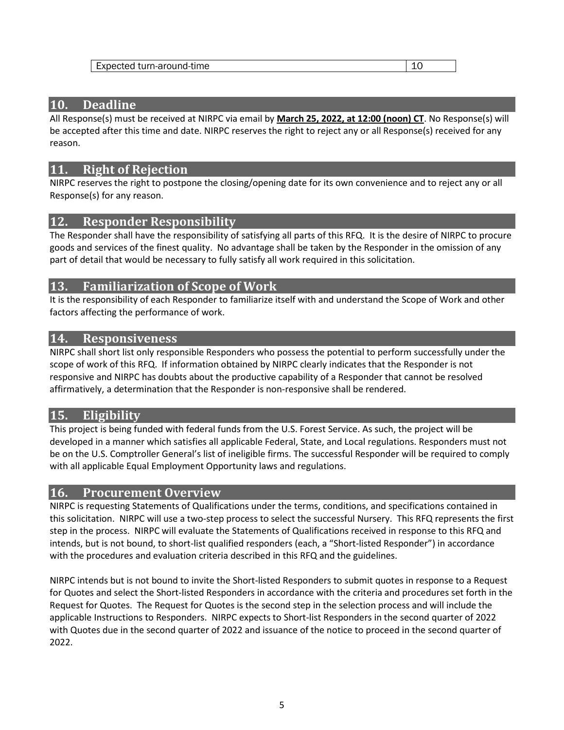| Expected turn-around-time | 10 |
|---|---|

## 10. Deadline

All Response(s) must be received at NIRPC via email by **March 25, 2022, at 12:00 (noon) CT**. No Response(s) will be accepted after this time and date. NIRPC reserves the right to reject any or all Response(s) received for any reason.

## 11. Right of Rejection

NIRPC reserves the right to postpone the closing/opening date for its own convenience and to reject any or all Response(s) for any reason.

## 12. Responder Responsibility

The Responder shall have the responsibility of satisfying all parts of this RFQ. It is the desire of NIRPC to procure goods and services of the finest quality. No advantage shall be taken by the Responder in the omission of any part of detail that would be necessary to fully satisfy all work required in this solicitation.

## 13. Familiarization of Scope of Work

It is the responsibility of each Responder to familiarize itself with and understand the Scope of Work and other factors affecting the performance of work.

## 14. Responsiveness

NIRPC shall short list only responsible Responders who possess the potential to perform successfully under the scope of work of this RFQ. If information obtained by NIRPC clearly indicates that the Responder is not responsive and NIRPC has doubts about the productive capability of a Responder that cannot be resolved affirmatively, a determination that the Responder is non-responsive shall be rendered.

## 15. Eligibility

This project is being funded with federal funds from the U.S. Forest Service. As such, the project will be developed in a manner which satisfies all applicable Federal, State, and Local regulations. Responders must not be on the U.S. Comptroller General's list of ineligible firms. The successful Responder will be required to comply with all applicable Equal Employment Opportunity laws and regulations.

## 16. Procurement Overview

NIRPC is requesting Statements of Qualifications under the terms, conditions, and specifications contained in this solicitation. NIRPC will use a two-step process to select the successful Nursery. This RFQ represents the first step in the process. NIRPC will evaluate the Statements of Qualifications received in response to this RFQ and intends, but is not bound, to short-list qualified responders (each, a "Short-listed Responder") in accordance with the procedures and evaluation criteria described in this RFQ and the guidelines.

NIRPC intends but is not bound to invite the Short-listed Responders to submit quotes in response to a Request for Quotes and select the Short-listed Responders in accordance with the criteria and procedures set forth in the Request for Quotes. The Request for Quotes is the second step in the selection process and will include the applicable Instructions to Responders. NIRPC expects to Short-list Responders in the second quarter of 2022 with Quotes due in the second quarter of 2022 and issuance of the notice to proceed in the second quarter of 2022.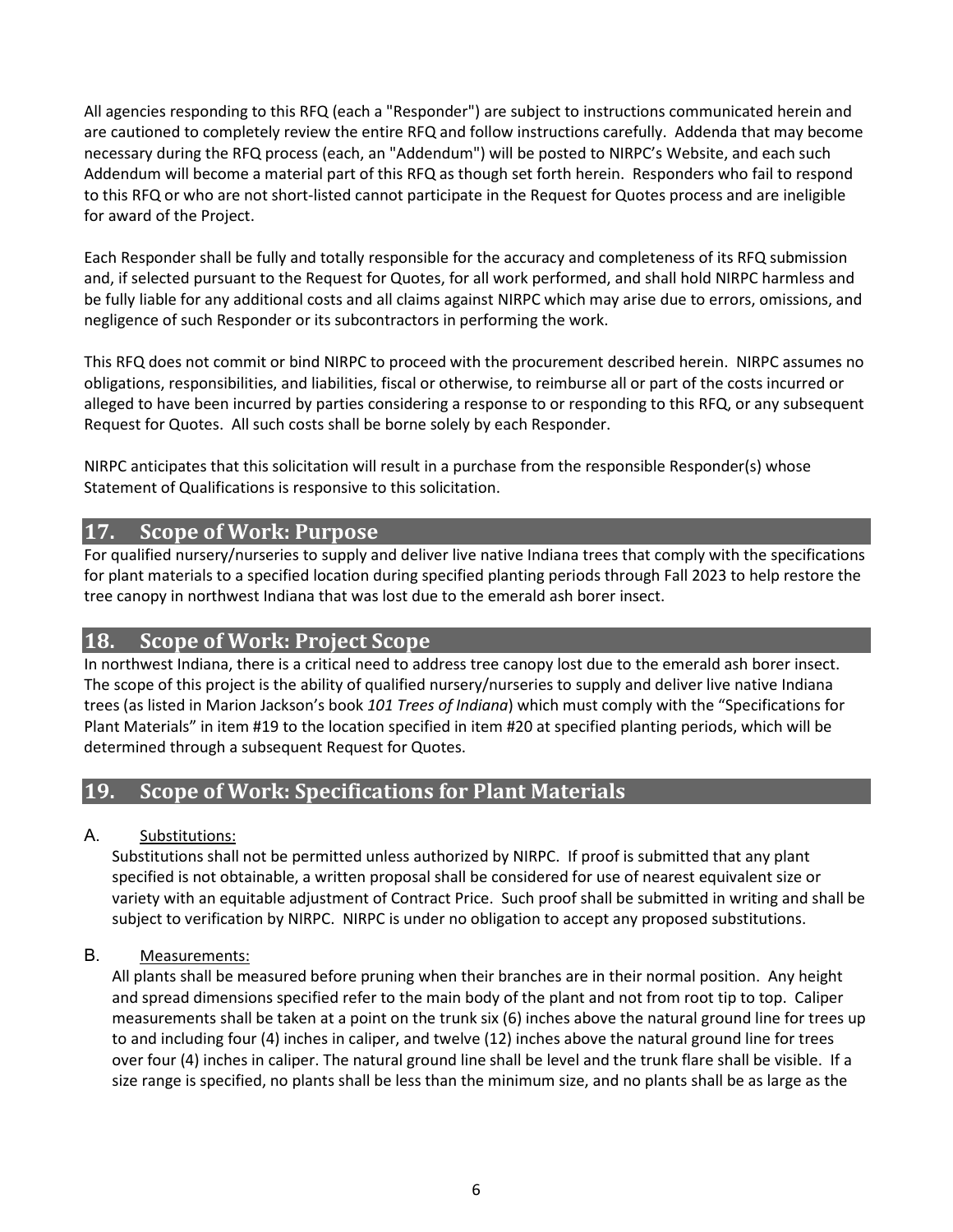All agencies responding to this RFQ (each a "Responder") are subject to instructions communicated herein and are cautioned to completely review the entire RFQ and follow instructions carefully. Addenda that may become necessary during the RFQ process (each, an "Addendum") will be posted to NIRPC's Website, and each such Addendum will become a material part of this RFQ as though set forth herein. Responders who fail to respond to this RFQ or who are not short-listed cannot participate in the Request for Quotes process and are ineligible for award of the Project.

Each Responder shall be fully and totally responsible for the accuracy and completeness of its RFQ submission and, if selected pursuant to the Request for Quotes, for all work performed, and shall hold NIRPC harmless and be fully liable for any additional costs and all claims against NIRPC which may arise due to errors, omissions, and negligence of such Responder or its subcontractors in performing the work.

This RFQ does not commit or bind NIRPC to proceed with the procurement described herein. NIRPC assumes no obligations, responsibilities, and liabilities, fiscal or otherwise, to reimburse all or part of the costs incurred or alleged to have been incurred by parties considering a response to or responding to this RFQ, or any subsequent Request for Quotes. All such costs shall be borne solely by each Responder.

NIRPC anticipates that this solicitation will result in a purchase from the responsible Responder(s) whose Statement of Qualifications is responsive to this solicitation.

## 17. Scope of Work: Purpose

For qualified nursery/nurseries to supply and deliver live native Indiana trees that comply with the specifications for plant materials to a specified location during specified planting periods through Fall 2023 to help restore the tree canopy in northwest Indiana that was lost due to the emerald ash borer insect.

## 18. Scope of Work: Project Scope

In northwest Indiana, there is a critical need to address tree canopy lost due to the emerald ash borer insect. The scope of this project is the ability of qualified nursery/nurseries to supply and deliver live native Indiana trees (as listed in Marion Jackson's book *101 Trees of Indiana*) which must comply with the "Specifications for Plant Materials" in item #19 to the location specified in item #20 at specified planting periods, which will be determined through a subsequent Request for Quotes.

## 19. Scope of Work: Specifications for Plant Materials

A. <u>Substitutions:</u>

Substitutions shall not be permitted unless authorized by NIRPC. If proof is submitted that any plant specified is not obtainable, a written proposal shall be considered for use of nearest equivalent size or variety with an equitable adjustment of Contract Price. Such proof shall be submitted in writing and shall be subject to verification by NIRPC. NIRPC is under no obligation to accept any proposed substitutions.

B. <u>Measurements:</u>

All plants shall be measured before pruning when their branches are in their normal position. Any height and spread dimensions specified refer to the main body of the plant and not from root tip to top. Caliper measurements shall be taken at a point on the trunk six (6) inches above the natural ground line for trees up to and including four (4) inches in caliper, and twelve (12) inches above the natural ground line for trees over four (4) inches in caliper. The natural ground line shall be level and the trunk flare shall be visible. If a size range is specified, no plants shall be less than the minimum size, and no plants shall be as large as the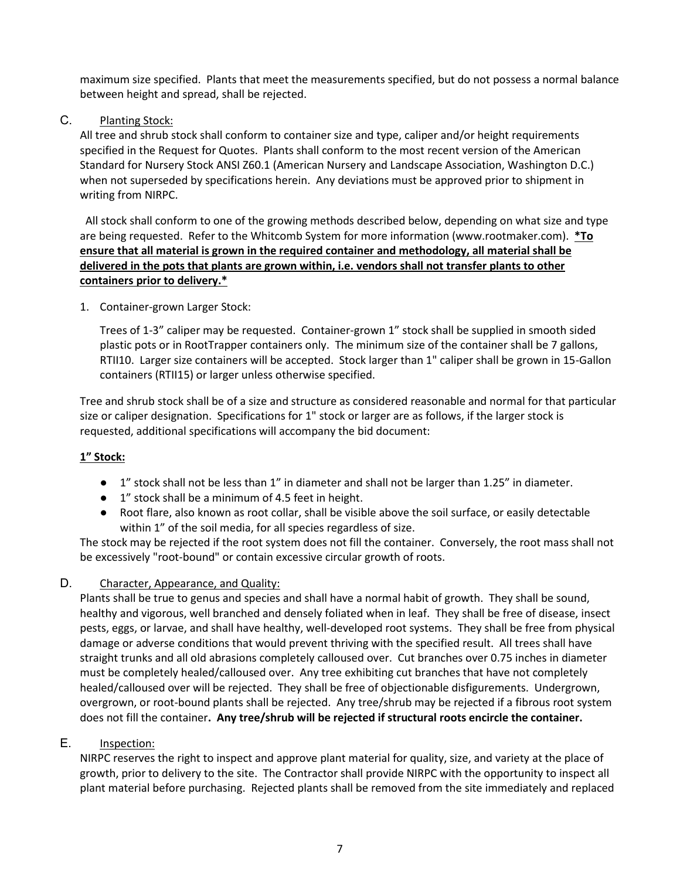maximum size specified. Plants that meet the measurements specified, but do not possess a normal balance between height and spread, shall be rejected.

C. Planting Stock:

All tree and shrub stock shall conform to container size and type, caliper and/or height requirements specified in the Request for Quotes. Plants shall conform to the most recent version of the American Standard for Nursery Stock ANSI Z60.1 (American Nursery and Landscape Association, Washington D.C.) when not superseded by specifications herein. Any deviations must be approved prior to shipment in writing from NIRPC.

All stock shall conform to one of the growing methods described below, depending on what size and type are being requested. Refer to the Whitcomb System for more information (www.rootmaker.com). **<u>*To ensure that all material is grown in the required container and methodology, all material shall be delivered in the pots that plants are grown within, i.e. vendors shall not transfer plants to other containers prior to delivery.*</u>**

1. Container-grown Larger Stock:

   Trees of 1-3" caliper may be requested. Container-grown 1" stock shall be supplied in smooth sided plastic pots or in RootTrapper containers only. The minimum size of the container shall be 7 gallons, RTII10. Larger size containers will be accepted. Stock larger than 1" caliper shall be grown in 15-Gallon containers (RTII15) or larger unless otherwise specified.

Tree and shrub stock shall be of a size and structure as considered reasonable and normal for that particular size or caliper designation. Specifications for 1" stock or larger are as follows, if the larger stock is requested, additional specifications will accompany the bid document:

**<u>1" Stock:</u>**

- 1" stock shall not be less than 1" in diameter and shall not be larger than 1.25" in diameter.
- 1" stock shall be a minimum of 4.5 feet in height.
- Root flare, also known as root collar, shall be visible above the soil surface, or easily detectable within 1" of the soil media, for all species regardless of size.

The stock may be rejected if the root system does not fill the container. Conversely, the root mass shall not be excessively "root-bound" or contain excessive circular growth of roots.

D. Character, Appearance, and Quality:

Plants shall be true to genus and species and shall have a normal habit of growth. They shall be sound, healthy and vigorous, well branched and densely foliated when in leaf. They shall be free of disease, insect pests, eggs, or larvae, and shall have healthy, well-developed root systems. They shall be free from physical damage or adverse conditions that would prevent thriving with the specified result. All trees shall have straight trunks and all old abrasions completely calloused over. Cut branches over 0.75 inches in diameter must be completely healed/calloused over. Any tree exhibiting cut branches that have not completely healed/calloused over will be rejected. They shall be free of objectionable disfigurements. Undergrown, overgrown, or root-bound plants shall be rejected. Any tree/shrub may be rejected if a fibrous root system does not fill the container**. Any tree/shrub will be rejected if structural roots encircle the container.**

E. Inspection:

NIRPC reserves the right to inspect and approve plant material for quality, size, and variety at the place of growth, prior to delivery to the site. The Contractor shall provide NIRPC with the opportunity to inspect all plant material before purchasing. Rejected plants shall be removed from the site immediately and replaced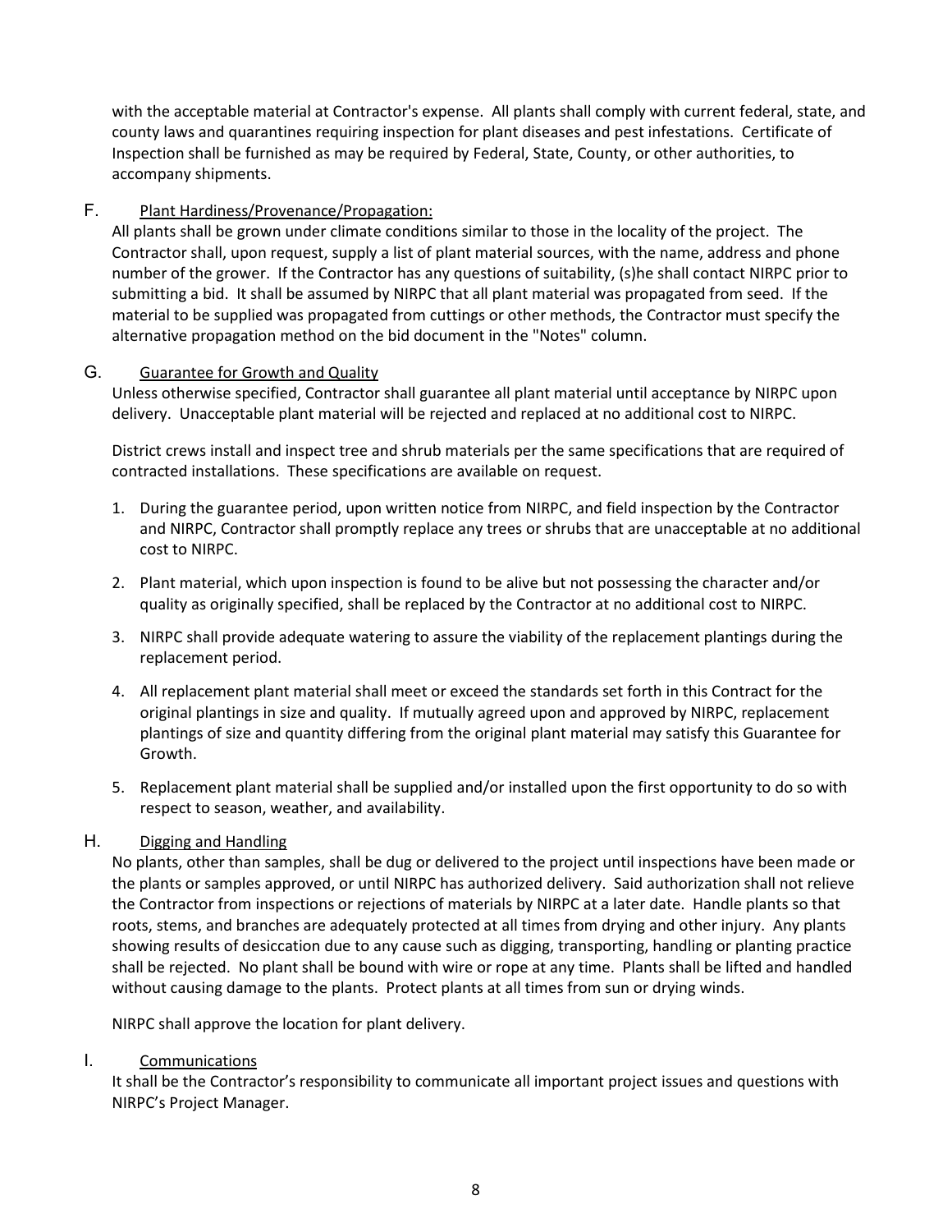with the acceptable material at Contractor's expense. All plants shall comply with current federal, state, and county laws and quarantines requiring inspection for plant diseases and pest infestations. Certificate of Inspection shall be furnished as may be required by Federal, State, County, or other authorities, to accompany shipments.

F. Plant Hardiness/Provenance/Propagation:

All plants shall be grown under climate conditions similar to those in the locality of the project. The Contractor shall, upon request, supply a list of plant material sources, with the name, address and phone number of the grower. If the Contractor has any questions of suitability, (s)he shall contact NIRPC prior to submitting a bid. It shall be assumed by NIRPC that all plant material was propagated from seed. If the material to be supplied was propagated from cuttings or other methods, the Contractor must specify the alternative propagation method on the bid document in the "Notes" column.

G. Guarantee for Growth and Quality

Unless otherwise specified, Contractor shall guarantee all plant material until acceptance by NIRPC upon delivery. Unacceptable plant material will be rejected and replaced at no additional cost to NIRPC.

District crews install and inspect tree and shrub materials per the same specifications that are required of contracted installations. These specifications are available on request.

1. During the guarantee period, upon written notice from NIRPC, and field inspection by the Contractor and NIRPC, Contractor shall promptly replace any trees or shrubs that are unacceptable at no additional cost to NIRPC.
2. Plant material, which upon inspection is found to be alive but not possessing the character and/or quality as originally specified, shall be replaced by the Contractor at no additional cost to NIRPC.
3. NIRPC shall provide adequate watering to assure the viability of the replacement plantings during the replacement period.
4. All replacement plant material shall meet or exceed the standards set forth in this Contract for the original plantings in size and quality. If mutually agreed upon and approved by NIRPC, replacement plantings of size and quantity differing from the original plant material may satisfy this Guarantee for Growth.
5. Replacement plant material shall be supplied and/or installed upon the first opportunity to do so with respect to season, weather, and availability.

H. Digging and Handling

No plants, other than samples, shall be dug or delivered to the project until inspections have been made or the plants or samples approved, or until NIRPC has authorized delivery. Said authorization shall not relieve the Contractor from inspections or rejections of materials by NIRPC at a later date. Handle plants so that roots, stems, and branches are adequately protected at all times from drying and other injury. Any plants showing results of desiccation due to any cause such as digging, transporting, handling or planting practice shall be rejected. No plant shall be bound with wire or rope at any time. Plants shall be lifted and handled without causing damage to the plants. Protect plants at all times from sun or drying winds.

NIRPC shall approve the location for plant delivery.

I. Communications

It shall be the Contractor's responsibility to communicate all important project issues and questions with NIRPC's Project Manager.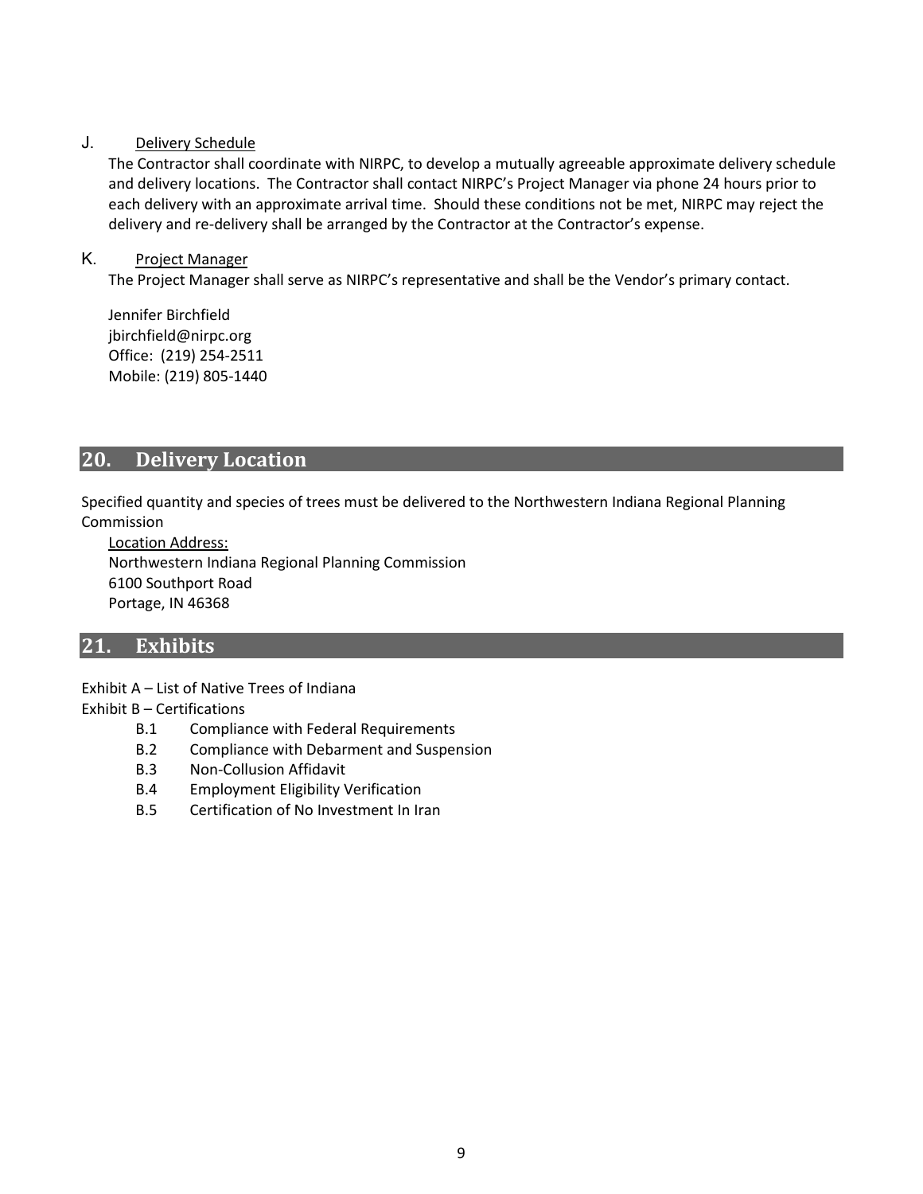J. Delivery Schedule

The Contractor shall coordinate with NIRPC, to develop a mutually agreeable approximate delivery schedule and delivery locations. The Contractor shall contact NIRPC's Project Manager via phone 24 hours prior to each delivery with an approximate arrival time. Should these conditions not be met, NIRPC may reject the delivery and re-delivery shall be arranged by the Contractor at the Contractor's expense.

K. Project Manager

The Project Manager shall serve as NIRPC's representative and shall be the Vendor's primary contact.

Jennifer Birchfield
jbirchfield@nirpc.org
Office: (219) 254-2511
Mobile: (219) 805-1440

## 20. Delivery Location

Specified quantity and species of trees must be delivered to the Northwestern Indiana Regional Planning Commission

Location Address:
Northwestern Indiana Regional Planning Commission
6100 Southport Road
Portage, IN 46368

## 21. Exhibits

Exhibit A – List of Native Trees of Indiana

Exhibit B – Certifications

- B.1 Compliance with Federal Requirements
- B.2 Compliance with Debarment and Suspension
- B.3 Non-Collusion Affidavit
- B.4 Employment Eligibility Verification
- B.5 Certification of No Investment In Iran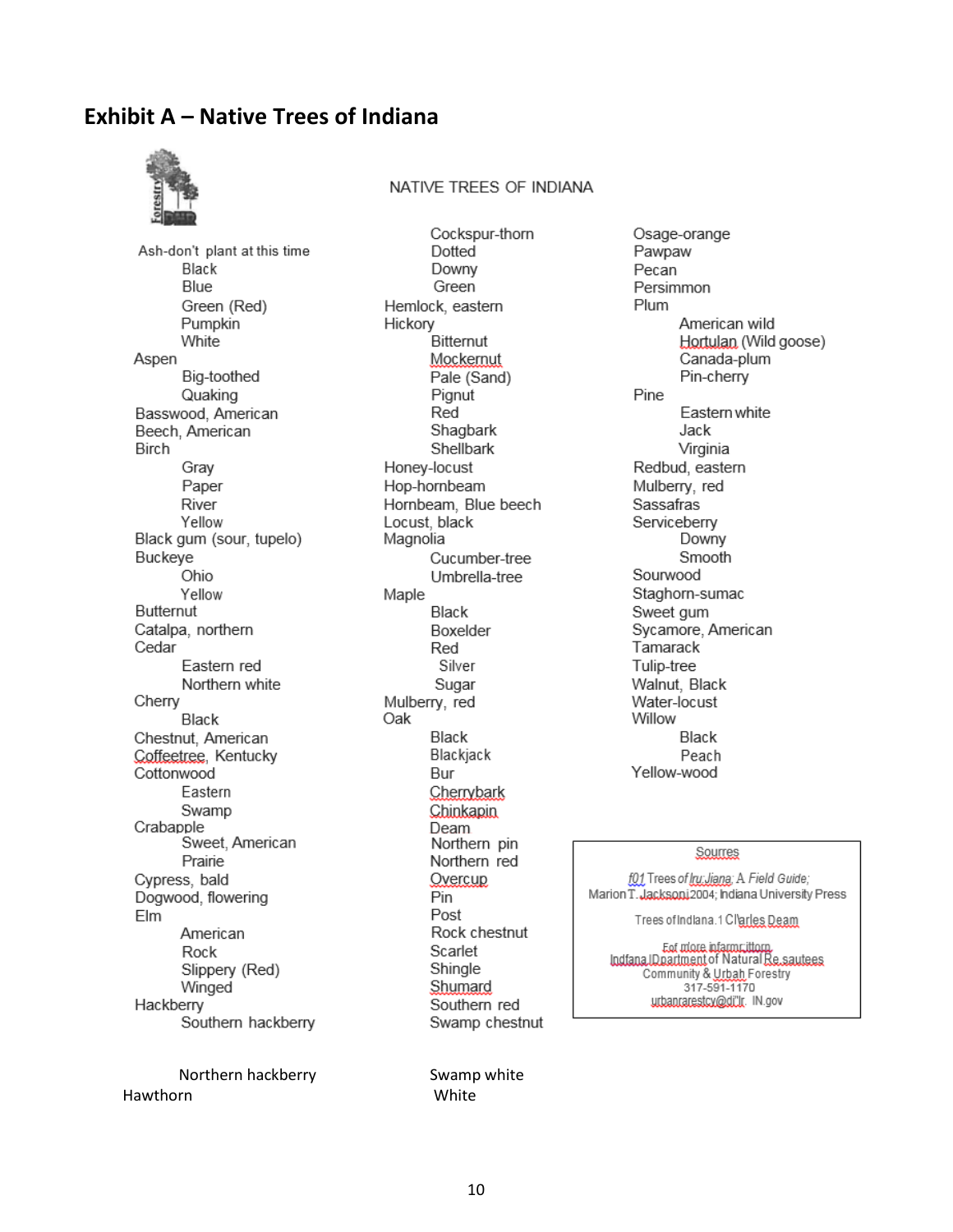## Exhibit A – Native Trees of Indiana

NATIVE TREES OF INDIANA

Ash-don't plant at this time
- Black
- Blue
- Green (Red)
- Pumpkin
- White

Aspen
- Big-toothed
- Quaking

Basswood, American

Beech, American

Birch
- Gray
- Paper
- River
- Yellow

Black gum (sour, tupelo)

Buckeye
- Ohio
- Yellow

Butternut

Catalpa, northern

Cedar
- Eastern red
- Northern white

Cherry
- Black

Chestnut, American

Coffeetree, Kentucky

Cottonwood
- Eastern
- Swamp

Crabapple
- Sweet, American
- Prairie

Cypress, bald

Dogwood, flowering

Elm
- American
- Rock
- Slippery (Red)
- Winged

Hackberry
- Southern hackberry
- Northern hackberry

Hawthorn
- Cockspur-thorn
- Dotted
- Downy
- Green

Hemlock, eastern

Hickory
- Bitternut
- Mockernut
- Pale (Sand)
- Pignut
- Red
- Shagbark
- Shellbark

Honey-locust

Hop-hornbeam

Hornbeam, Blue beech

Locust, black

Magnolia
- Cucumber-tree
- Umbrella-tree

Maple
- Black
- Boxelder
- Red
- Silver
- Sugar

Mulberry, red

Oak
- Black
- Blackjack
- Bur
- Cherrybark
- Chinkapin
- Deam
- Northern pin
- Northern red
- Overcup
- Pin
- Post
- Rock chestnut
- Scarlet
- Shingle
- Shumard
- Southern red
- Swamp chestnut
- Swamp white
- White

Osage-orange

Pawpaw

Pecan

Persimmon

Plum
- American wild
- Hortulan (Wild goose)
- Canada-plum
- Pin-cherry

Pine
- Eastern white
- Jack
- Virginia

Redbud, eastern

Mulberry, red

Sassafras

Serviceberry
- Downy
- Smooth

Sourwood

Staghorn-sumac

Sweet gum

Sycamore, American

Tamarack

Tulip-tree

Walnut, Black

Water-locust

Willow
- Black
- Peach

Yellow-wood

Sources

101 Trees of Indiana: A Field Guide; Marion T. Jackson 2004; Indiana University Press

Trees of Indiana, Charles Deam

For more information:
Indiana Department of Natural Resources
Community & Urban Forestry
317-591-1170
urbanforestry@dnr.IN.gov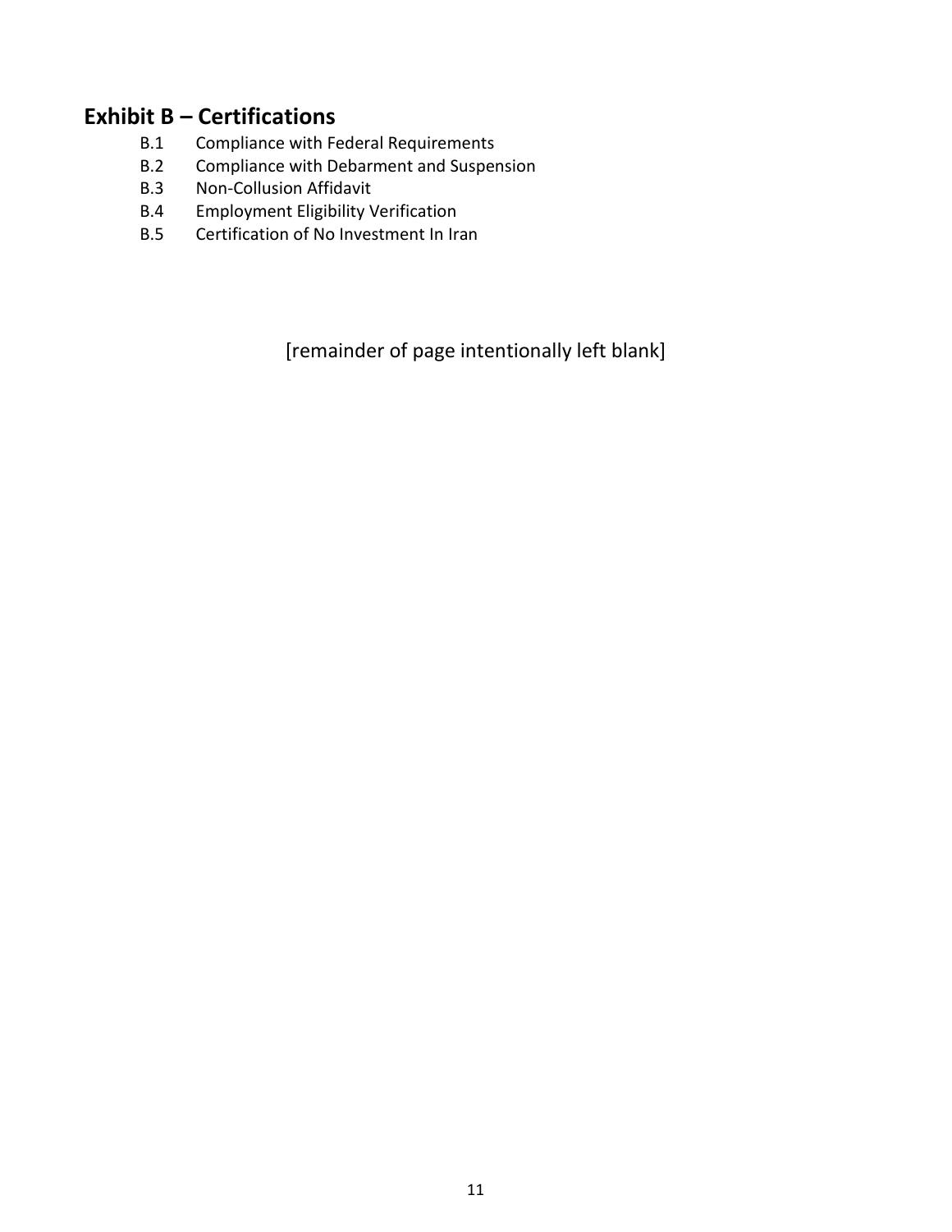## Exhibit B – Certifications

- B.1 Compliance with Federal Requirements
- B.2 Compliance with Debarment and Suspension
- B.3 Non-Collusion Affidavit
- B.4 Employment Eligibility Verification
- B.5 Certification of No Investment In Iran

[remainder of page intentionally left blank]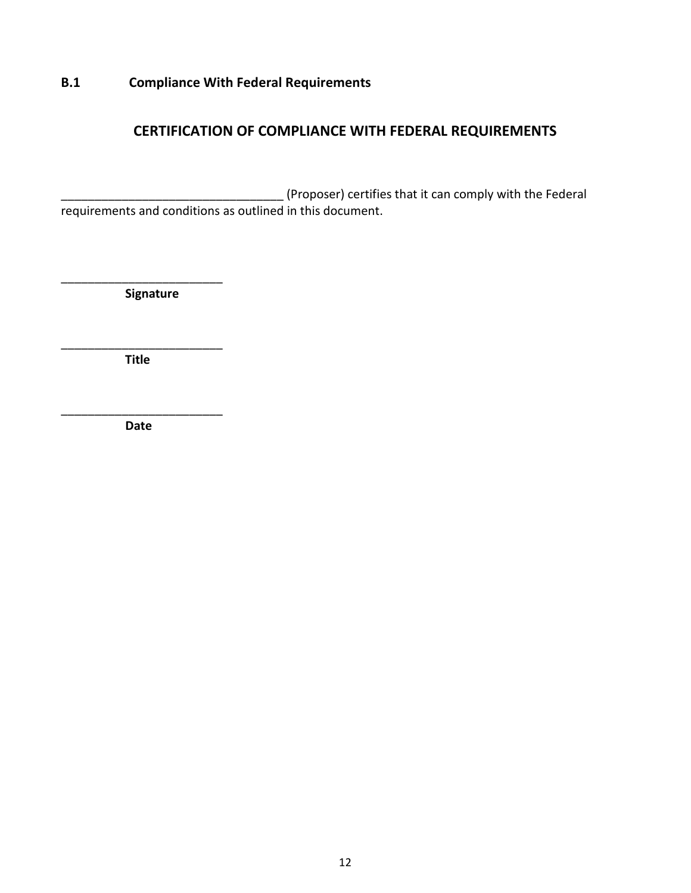**B.1 Compliance With Federal Requirements**

## CERTIFICATION OF COMPLIANCE WITH FEDERAL REQUIREMENTS

_________________________________ (Proposer) certifies that it can comply with the Federal requirements and conditions as outlined in this document.

_________________________
**Signature**

_________________________
**Title**

_________________________
**Date**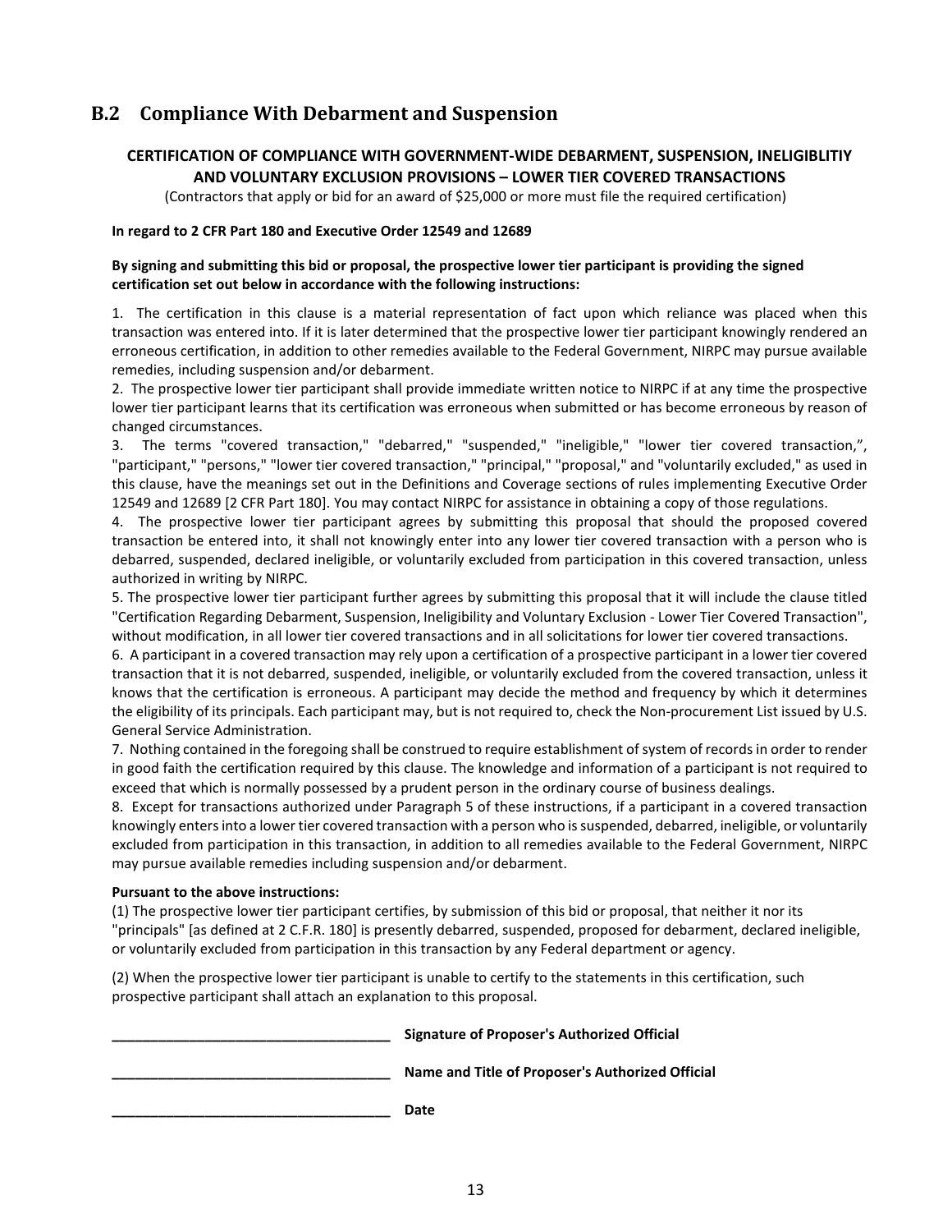## B.2 Compliance With Debarment and Suspension

**CERTIFICATION OF COMPLIANCE WITH GOVERNMENT-WIDE DEBARMENT, SUSPENSION, INELIGIBLITIY AND VOLUNTARY EXCLUSION PROVISIONS – LOWER TIER COVERED TRANSACTIONS**

(Contractors that apply or bid for an award of $25,000 or more must file the required certification)

**In regard to 2 CFR Part 180 and Executive Order 12549 and 12689**

**By signing and submitting this bid or proposal, the prospective lower tier participant is providing the signed certification set out below in accordance with the following instructions:**

1. The certification in this clause is a material representation of fact upon which reliance was placed when this transaction was entered into. If it is later determined that the prospective lower tier participant knowingly rendered an erroneous certification, in addition to other remedies available to the Federal Government, NIRPC may pursue available remedies, including suspension and/or debarment.
2. The prospective lower tier participant shall provide immediate written notice to NIRPC if at any time the prospective lower tier participant learns that its certification was erroneous when submitted or has become erroneous by reason of changed circumstances.
3. The terms "covered transaction," "debarred," "suspended," "ineligible," "lower tier covered transaction,", "participant," "persons," "lower tier covered transaction," "principal," "proposal," and "voluntarily excluded," as used in this clause, have the meanings set out in the Definitions and Coverage sections of rules implementing Executive Order 12549 and 12689 [2 CFR Part 180]. You may contact NIRPC for assistance in obtaining a copy of those regulations.
4. The prospective lower tier participant agrees by submitting this proposal that should the proposed covered transaction be entered into, it shall not knowingly enter into any lower tier covered transaction with a person who is debarred, suspended, declared ineligible, or voluntarily excluded from participation in this covered transaction, unless authorized in writing by NIRPC.
5. The prospective lower tier participant further agrees by submitting this proposal that it will include the clause titled "Certification Regarding Debarment, Suspension, Ineligibility and Voluntary Exclusion - Lower Tier Covered Transaction", without modification, in all lower tier covered transactions and in all solicitations for lower tier covered transactions.
6. A participant in a covered transaction may rely upon a certification of a prospective participant in a lower tier covered transaction that it is not debarred, suspended, ineligible, or voluntarily excluded from the covered transaction, unless it knows that the certification is erroneous. A participant may decide the method and frequency by which it determines the eligibility of its principals. Each participant may, but is not required to, check the Non-procurement List issued by U.S. General Service Administration.
7. Nothing contained in the foregoing shall be construed to require establishment of system of records in order to render in good faith the certification required by this clause. The knowledge and information of a participant is not required to exceed that which is normally possessed by a prudent person in the ordinary course of business dealings.
8. Except for transactions authorized under Paragraph 5 of these instructions, if a participant in a covered transaction knowingly enters into a lower tier covered transaction with a person who is suspended, debarred, ineligible, or voluntarily excluded from participation in this transaction, in addition to all remedies available to the Federal Government, NIRPC may pursue available remedies including suspension and/or debarment.

**Pursuant to the above instructions:**

(1) The prospective lower tier participant certifies, by submission of this bid or proposal, that neither it nor its "principals" [as defined at 2 C.F.R. 180] is presently debarred, suspended, proposed for debarment, declared ineligible, or voluntarily excluded from participation in this transaction by any Federal department or agency.

(2) When the prospective lower tier participant is unable to certify to the statements in this certification, such prospective participant shall attach an explanation to this proposal.

____________________________________ **Signature of Proposer's Authorized Official**

____________________________________ **Name and Title of Proposer's Authorized Official**

____________________________________ **Date**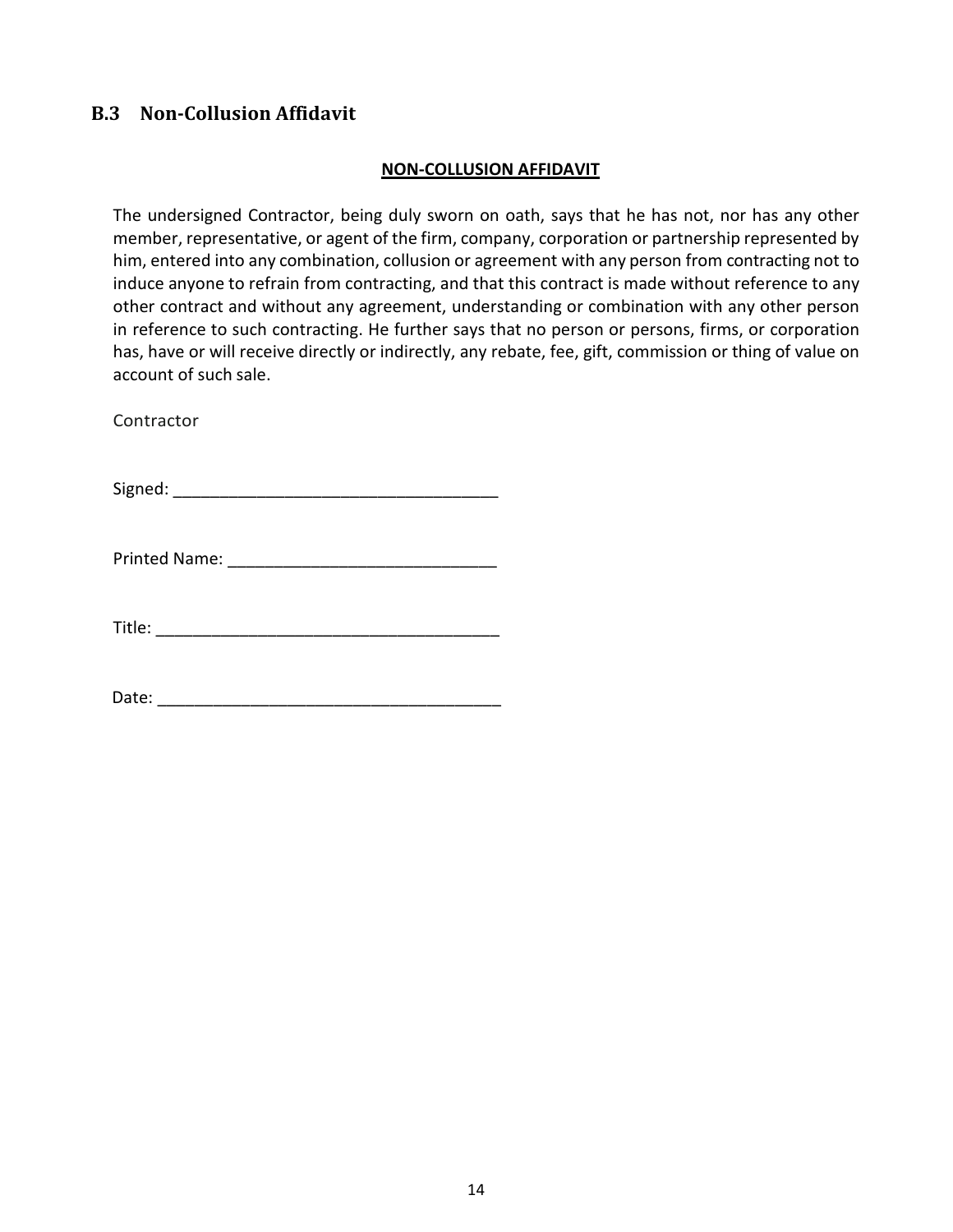## B.3 Non-Collusion Affidavit

**NON-COLLUSION AFFIDAVIT**

The undersigned Contractor, being duly sworn on oath, says that he has not, nor has any other member, representative, or agent of the firm, company, corporation or partnership represented by him, entered into any combination, collusion or agreement with any person from contracting not to induce anyone to refrain from contracting, and that this contract is made without reference to any other contract and without any agreement, understanding or combination with any other person in reference to such contracting. He further says that no person or persons, firms, or corporation has, have or will receive directly or indirectly, any rebate, fee, gift, commission or thing of value on account of such sale.

Contractor

Signed: ___________________________________

Printed Name: _____________________________

Title: _____________________________________

Date: _____________________________________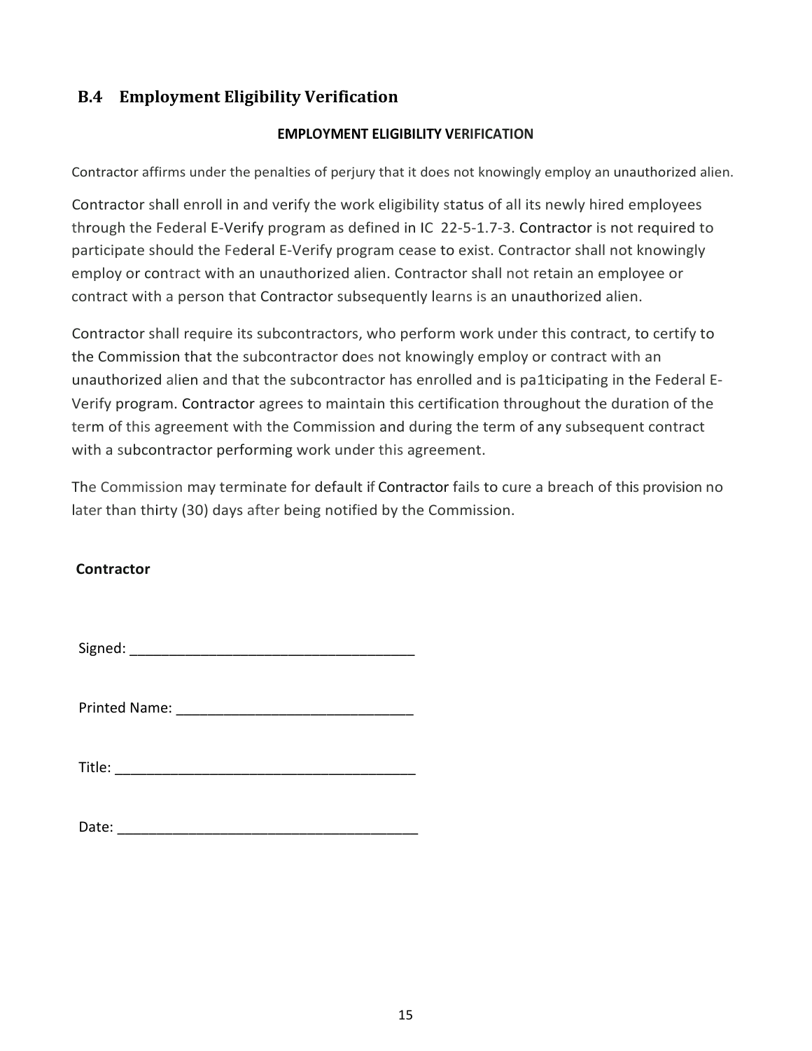## B.4 Employment Eligibility Verification

**EMPLOYMENT ELIGIBILITY VERIFICATION**

Contractor affirms under the penalties of perjury that it does not knowingly employ an unauthorized alien.

Contractor shall enroll in and verify the work eligibility status of all its newly hired employees through the Federal E-Verify program as defined in IC 22-5-1.7-3. Contractor is not required to participate should the Federal E-Verify program cease to exist. Contractor shall not knowingly employ or contract with an unauthorized alien. Contractor shall not retain an employee or contract with a person that Contractor subsequently learns is an unauthorized alien.

Contractor shall require its subcontractors, who perform work under this contract, to certify to the Commission that the subcontractor does not knowingly employ or contract with an unauthorized alien and that the subcontractor has enrolled and is pa1ticipating in the Federal E-Verify program. Contractor agrees to maintain this certification throughout the duration of the term of this agreement with the Commission and during the term of any subsequent contract with a subcontractor performing work under this agreement.

The Commission may terminate for default if Contractor fails to cure a breach of this provision no later than thirty (30) days after being notified by the Commission.

**Contractor**

Signed: ___________________________________

Printed Name: ____________________________

Title: _____________________________________

Date: _____________________________________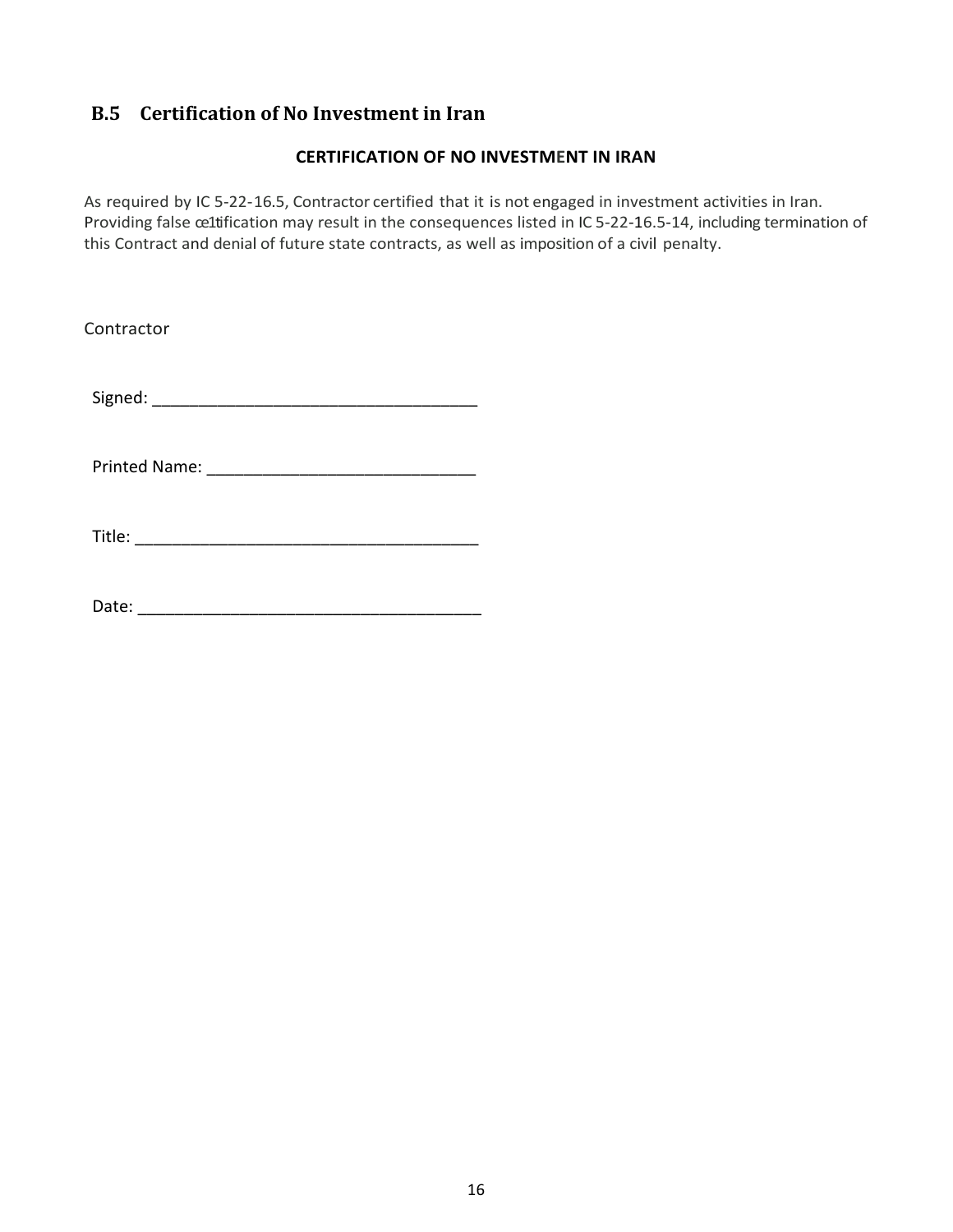## B.5 Certification of No Investment in Iran

**CERTIFICATION OF NO INVESTMENT IN IRAN**

As required by IC 5-22-16.5, Contractor certified that it is not engaged in investment activities in Iran. Providing false œ1tification may result in the consequences listed in IC 5-22-16.5-14, including termination of this Contract and denial of future state contracts, as well as imposition of a civil penalty.

Contractor

Signed: ___________________________________

Printed Name: _____________________________

Title: _____________________________________

Date: _____________________________________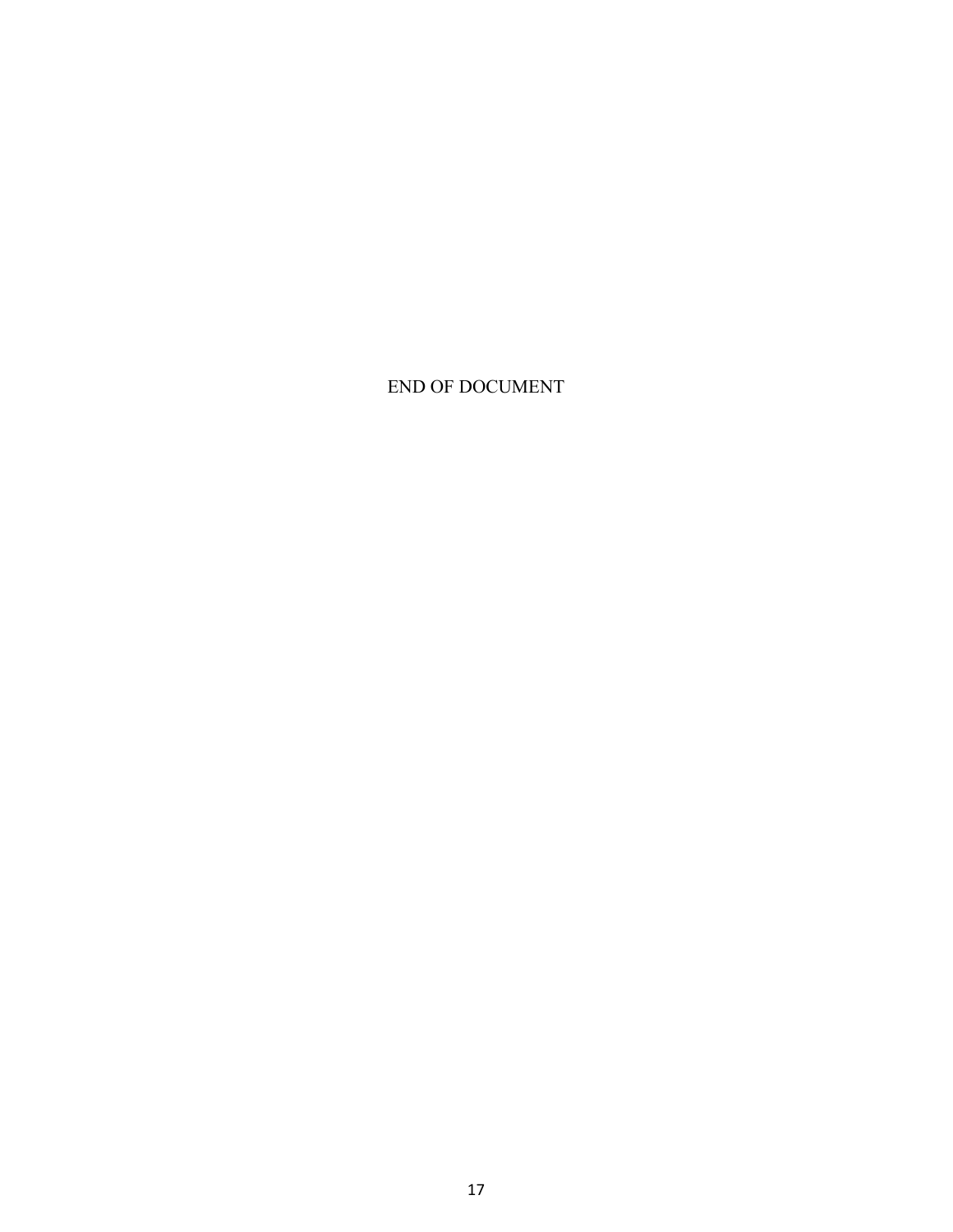END OF DOCUMENT